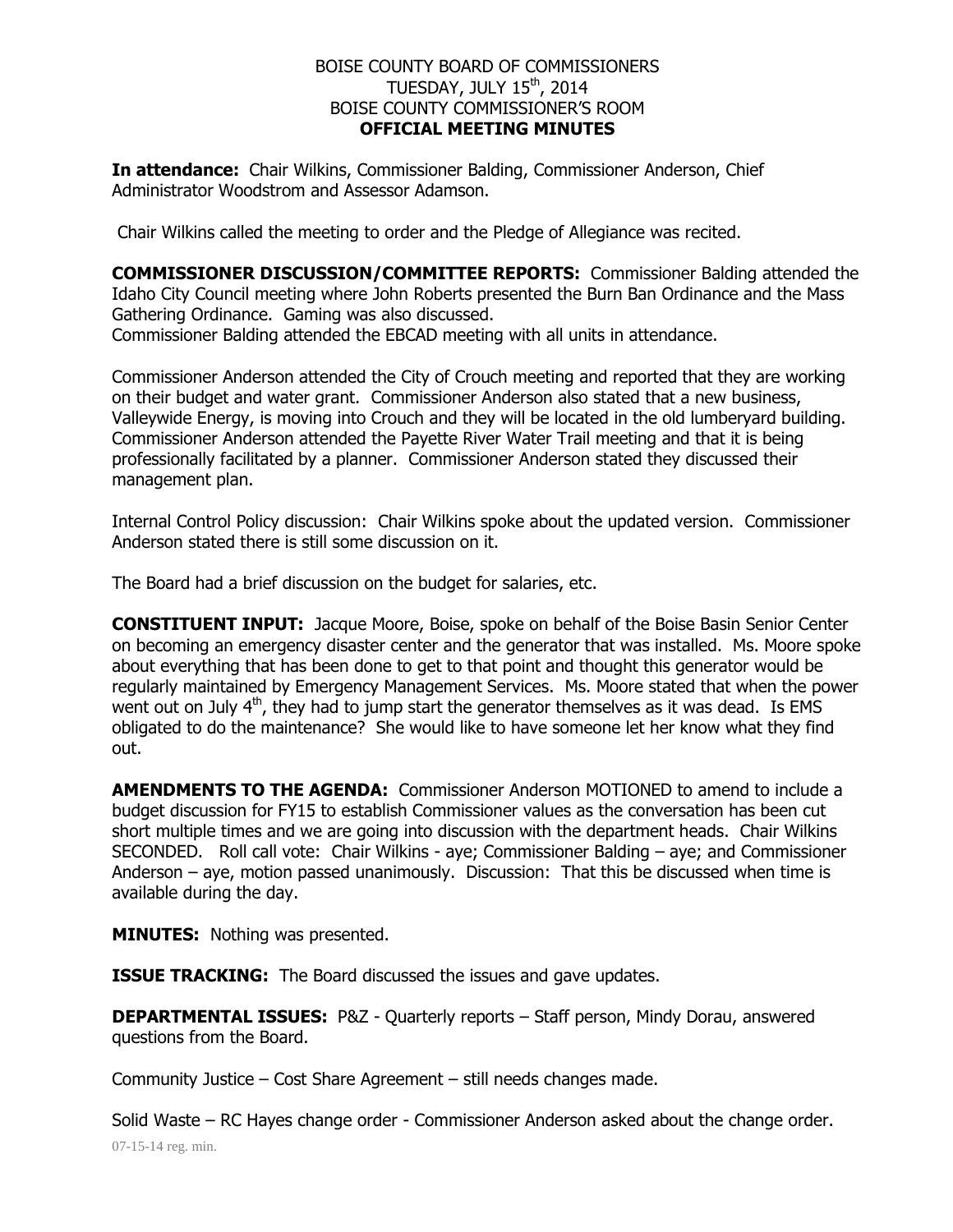BOISE COUNTY BOARD OF COMMISSIONERS
TUESDAY, JULY 15th, 2014
BOISE COUNTY COMMISSIONER'S ROOM
**OFFICIAL MEETING MINUTES**

**In attendance:** Chair Wilkins, Commissioner Balding, Commissioner Anderson, Chief Administrator Woodstrom and Assessor Adamson.

Chair Wilkins called the meeting to order and the Pledge of Allegiance was recited.

**COMMISSIONER DISCUSSION/COMMITTEE REPORTS:** Commissioner Balding attended the Idaho City Council meeting where John Roberts presented the Burn Ban Ordinance and the Mass Gathering Ordinance. Gaming was also discussed.
Commissioner Balding attended the EBCAD meeting with all units in attendance.

Commissioner Anderson attended the City of Crouch meeting and reported that they are working on their budget and water grant. Commissioner Anderson also stated that a new business, Valleywide Energy, is moving into Crouch and they will be located in the old lumberyard building. Commissioner Anderson attended the Payette River Water Trail meeting and that it is being professionally facilitated by a planner. Commissioner Anderson stated they discussed their management plan.

Internal Control Policy discussion: Chair Wilkins spoke about the updated version. Commissioner Anderson stated there is still some discussion on it.

The Board had a brief discussion on the budget for salaries, etc.

**CONSTITUENT INPUT:** Jacque Moore, Boise, spoke on behalf of the Boise Basin Senior Center on becoming an emergency disaster center and the generator that was installed. Ms. Moore spoke about everything that has been done to get to that point and thought this generator would be regularly maintained by Emergency Management Services. Ms. Moore stated that when the power went out on July 4th, they had to jump start the generator themselves as it was dead. Is EMS obligated to do the maintenance? She would like to have someone let her know what they find out.

**AMENDMENTS TO THE AGENDA:** Commissioner Anderson MOTIONED to amend to include a budget discussion for FY15 to establish Commissioner values as the conversation has been cut short multiple times and we are going into discussion with the department heads. Chair Wilkins SECONDED. Roll call vote: Chair Wilkins - aye; Commissioner Balding – aye; and Commissioner Anderson – aye, motion passed unanimously. Discussion: That this be discussed when time is available during the day.

**MINUTES:** Nothing was presented.

**ISSUE TRACKING:** The Board discussed the issues and gave updates.

**DEPARTMENTAL ISSUES:** P&Z - Quarterly reports – Staff person, Mindy Dorau, answered questions from the Board.

Community Justice – Cost Share Agreement – still needs changes made.

Solid Waste – RC Hayes change order - Commissioner Anderson asked about the change order.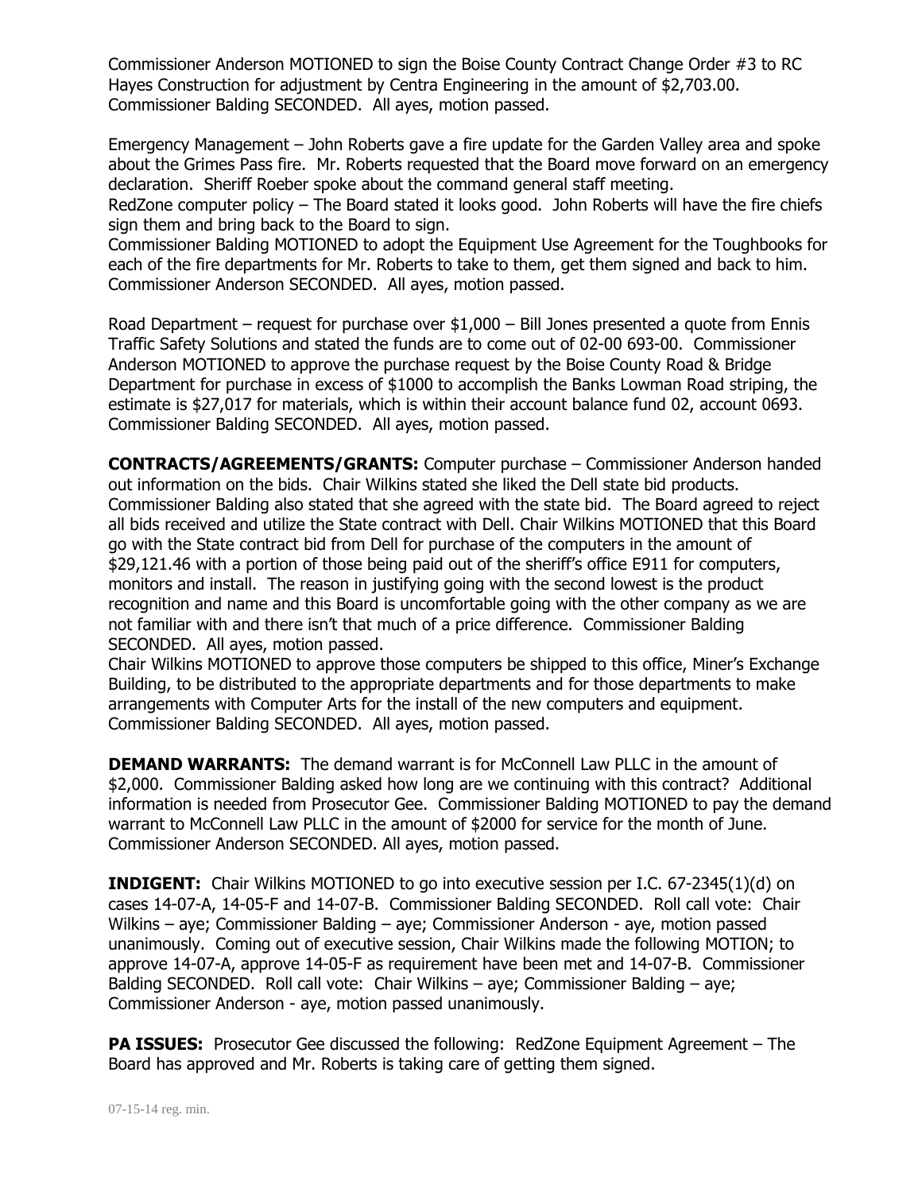Commissioner Anderson MOTIONED to sign the Boise County Contract Change Order #3 to RC Hayes Construction for adjustment by Centra Engineering in the amount of $2,703.00. Commissioner Balding SECONDED. All ayes, motion passed.

Emergency Management – John Roberts gave a fire update for the Garden Valley area and spoke about the Grimes Pass fire. Mr. Roberts requested that the Board move forward on an emergency declaration. Sheriff Roeber spoke about the command general staff meeting.
RedZone computer policy – The Board stated it looks good. John Roberts will have the fire chiefs sign them and bring back to the Board to sign.
Commissioner Balding MOTIONED to adopt the Equipment Use Agreement for the Toughbooks for each of the fire departments for Mr. Roberts to take to them, get them signed and back to him. Commissioner Anderson SECONDED. All ayes, motion passed.

Road Department – request for purchase over $1,000 – Bill Jones presented a quote from Ennis Traffic Safety Solutions and stated the funds are to come out of 02-00 693-00. Commissioner Anderson MOTIONED to approve the purchase request by the Boise County Road & Bridge Department for purchase in excess of $1000 to accomplish the Banks Lowman Road striping, the estimate is $27,017 for materials, which is within their account balance fund 02, account 0693. Commissioner Balding SECONDED. All ayes, motion passed.

**CONTRACTS/AGREEMENTS/GRANTS:** Computer purchase – Commissioner Anderson handed out information on the bids. Chair Wilkins stated she liked the Dell state bid products. Commissioner Balding also stated that she agreed with the state bid. The Board agreed to reject all bids received and utilize the State contract with Dell. Chair Wilkins MOTIONED that this Board go with the State contract bid from Dell for purchase of the computers in the amount of $29,121.46 with a portion of those being paid out of the sheriff's office E911 for computers, monitors and install. The reason in justifying going with the second lowest is the product recognition and name and this Board is uncomfortable going with the other company as we are not familiar with and there isn't that much of a price difference. Commissioner Balding SECONDED. All ayes, motion passed.
Chair Wilkins MOTIONED to approve those computers be shipped to this office, Miner's Exchange Building, to be distributed to the appropriate departments and for those departments to make arrangements with Computer Arts for the install of the new computers and equipment. Commissioner Balding SECONDED. All ayes, motion passed.

**DEMAND WARRANTS:** The demand warrant is for McConnell Law PLLC in the amount of $2,000. Commissioner Balding asked how long are we continuing with this contract? Additional information is needed from Prosecutor Gee. Commissioner Balding MOTIONED to pay the demand warrant to McConnell Law PLLC in the amount of $2000 for service for the month of June. Commissioner Anderson SECONDED. All ayes, motion passed.

**INDIGENT:** Chair Wilkins MOTIONED to go into executive session per I.C. 67-2345(1)(d) on cases 14-07-A, 14-05-F and 14-07-B. Commissioner Balding SECONDED. Roll call vote: Chair Wilkins – aye; Commissioner Balding – aye; Commissioner Anderson - aye, motion passed unanimously. Coming out of executive session, Chair Wilkins made the following MOTION; to approve 14-07-A, approve 14-05-F as requirement have been met and 14-07-B. Commissioner Balding SECONDED. Roll call vote: Chair Wilkins – aye; Commissioner Balding – aye; Commissioner Anderson - aye, motion passed unanimously.

**PA ISSUES:** Prosecutor Gee discussed the following: RedZone Equipment Agreement – The Board has approved and Mr. Roberts is taking care of getting them signed.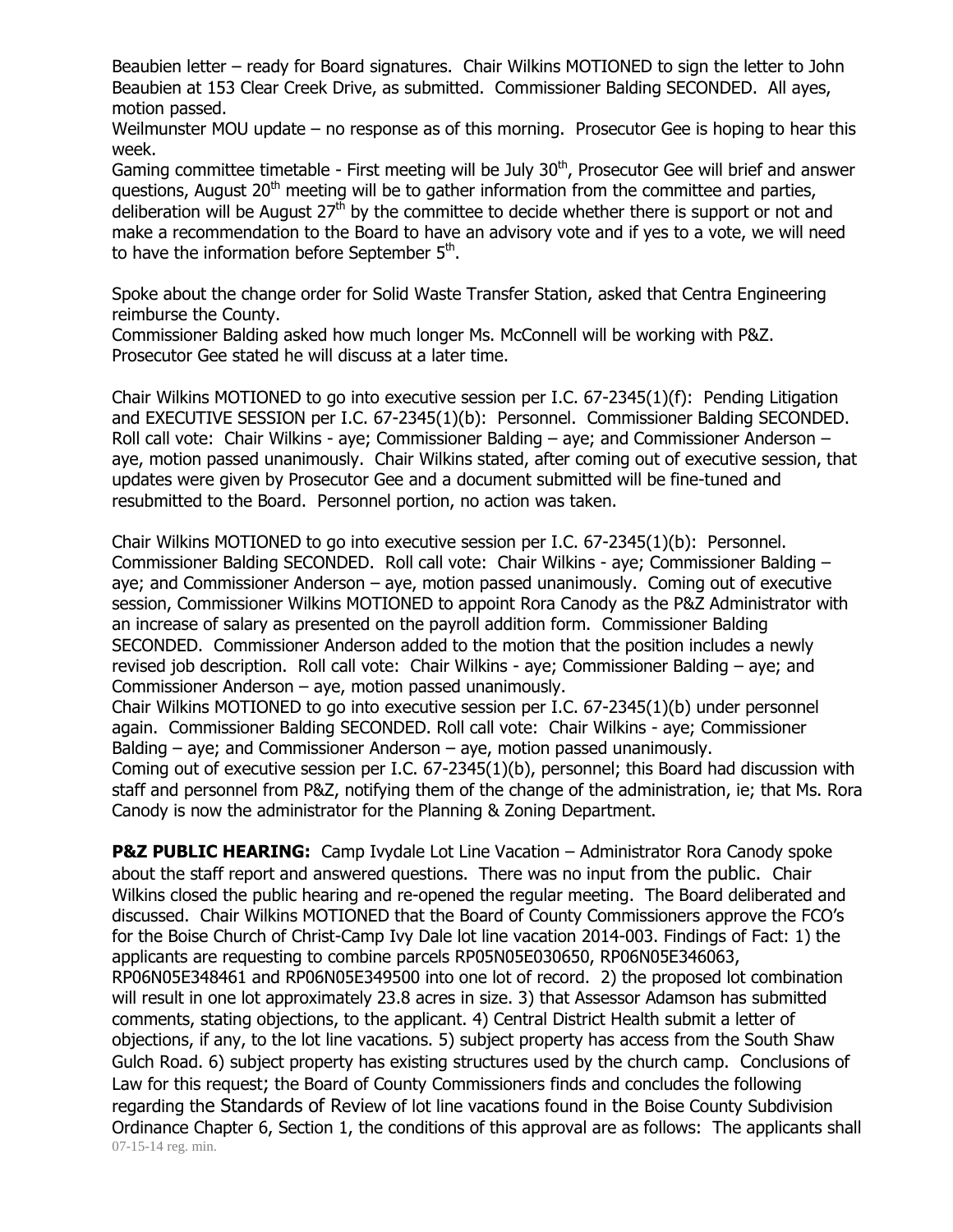Beaubien letter – ready for Board signatures. Chair Wilkins MOTIONED to sign the letter to John Beaubien at 153 Clear Creek Drive, as submitted. Commissioner Balding SECONDED. All ayes, motion passed.

Weilmunster MOU update – no response as of this morning. Prosecutor Gee is hoping to hear this week.

Gaming committee timetable - First meeting will be July 30th, Prosecutor Gee will brief and answer questions, August 20th meeting will be to gather information from the committee and parties, deliberation will be August 27th by the committee to decide whether there is support or not and make a recommendation to the Board to have an advisory vote and if yes to a vote, we will need to have the information before September 5th.

Spoke about the change order for Solid Waste Transfer Station, asked that Centra Engineering reimburse the County.

Commissioner Balding asked how much longer Ms. McConnell will be working with P&Z. Prosecutor Gee stated he will discuss at a later time.

Chair Wilkins MOTIONED to go into executive session per I.C. 67-2345(1)(f): Pending Litigation and EXECUTIVE SESSION per I.C. 67-2345(1)(b): Personnel. Commissioner Balding SECONDED. Roll call vote: Chair Wilkins - aye; Commissioner Balding – aye; and Commissioner Anderson – aye, motion passed unanimously. Chair Wilkins stated, after coming out of executive session, that updates were given by Prosecutor Gee and a document submitted will be fine-tuned and resubmitted to the Board. Personnel portion, no action was taken.

Chair Wilkins MOTIONED to go into executive session per I.C. 67-2345(1)(b): Personnel. Commissioner Balding SECONDED. Roll call vote: Chair Wilkins - aye; Commissioner Balding – aye; and Commissioner Anderson – aye, motion passed unanimously. Coming out of executive session, Commissioner Wilkins MOTIONED to appoint Rora Canody as the P&Z Administrator with an increase of salary as presented on the payroll addition form. Commissioner Balding SECONDED. Commissioner Anderson added to the motion that the position includes a newly revised job description. Roll call vote: Chair Wilkins - aye; Commissioner Balding – aye; and Commissioner Anderson – aye, motion passed unanimously.

Chair Wilkins MOTIONED to go into executive session per I.C. 67-2345(1)(b) under personnel again. Commissioner Balding SECONDED. Roll call vote: Chair Wilkins - aye; Commissioner Balding – aye; and Commissioner Anderson – aye, motion passed unanimously.

Coming out of executive session per I.C. 67-2345(1)(b), personnel; this Board had discussion with staff and personnel from P&Z, notifying them of the change of the administration, ie; that Ms. Rora Canody is now the administrator for the Planning & Zoning Department.

**P&Z PUBLIC HEARING:** Camp Ivydale Lot Line Vacation – Administrator Rora Canody spoke about the staff report and answered questions. There was no input from the public. Chair Wilkins closed the public hearing and re-opened the regular meeting. The Board deliberated and discussed. Chair Wilkins MOTIONED that the Board of County Commissioners approve the FCO's for the Boise Church of Christ-Camp Ivy Dale lot line vacation 2014-003. Findings of Fact: 1) the applicants are requesting to combine parcels RP05N05E030650, RP06N05E346063, RP06N05E348461 and RP06N05E349500 into one lot of record. 2) the proposed lot combination will result in one lot approximately 23.8 acres in size. 3) that Assessor Adamson has submitted comments, stating objections, to the applicant. 4) Central District Health submit a letter of objections, if any, to the lot line vacations. 5) subject property has access from the South Shaw Gulch Road. 6) subject property has existing structures used by the church camp. Conclusions of Law for this request; the Board of County Commissioners finds and concludes the following regarding the Standards of Review of lot line vacations found in the Boise County Subdivision Ordinance Chapter 6, Section 1, the conditions of this approval are as follows: The applicants shall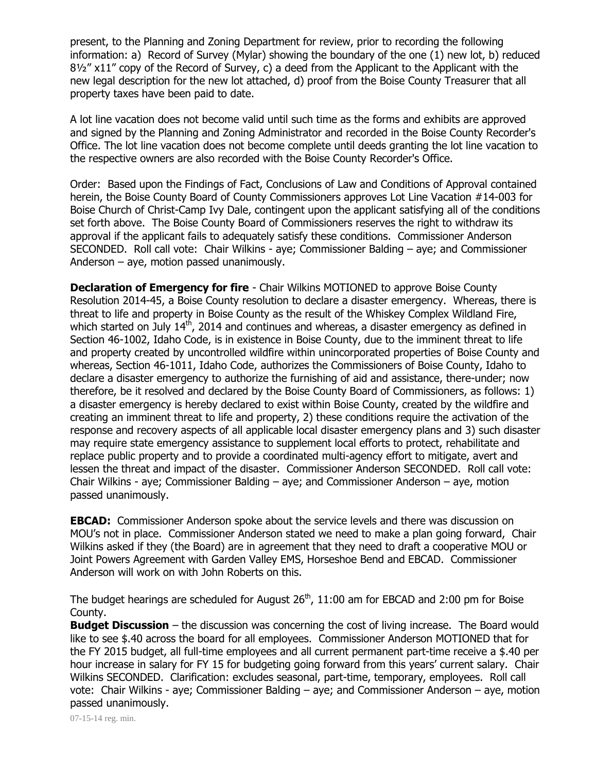present, to the Planning and Zoning Department for review, prior to recording the following information: a) Record of Survey (Mylar) showing the boundary of the one (1) new lot, b) reduced 8½" x11" copy of the Record of Survey, c) a deed from the Applicant to the Applicant with the new legal description for the new lot attached, d) proof from the Boise County Treasurer that all property taxes have been paid to date.

A lot line vacation does not become valid until such time as the forms and exhibits are approved and signed by the Planning and Zoning Administrator and recorded in the Boise County Recorder's Office. The lot line vacation does not become complete until deeds granting the lot line vacation to the respective owners are also recorded with the Boise County Recorder's Office.

Order: Based upon the Findings of Fact, Conclusions of Law and Conditions of Approval contained herein, the Boise County Board of County Commissioners approves Lot Line Vacation #14-003 for Boise Church of Christ-Camp Ivy Dale, contingent upon the applicant satisfying all of the conditions set forth above. The Boise County Board of Commissioners reserves the right to withdraw its approval if the applicant fails to adequately satisfy these conditions. Commissioner Anderson SECONDED. Roll call vote: Chair Wilkins - aye; Commissioner Balding – aye; and Commissioner Anderson – aye, motion passed unanimously.

**Declaration of Emergency for fire** - Chair Wilkins MOTIONED to approve Boise County Resolution 2014-45, a Boise County resolution to declare a disaster emergency. Whereas, there is threat to life and property in Boise County as the result of the Whiskey Complex Wildland Fire, which started on July 14th, 2014 and continues and whereas, a disaster emergency as defined in Section 46-1002, Idaho Code, is in existence in Boise County, due to the imminent threat to life and property created by uncontrolled wildfire within unincorporated properties of Boise County and whereas, Section 46-1011, Idaho Code, authorizes the Commissioners of Boise County, Idaho to declare a disaster emergency to authorize the furnishing of aid and assistance, there-under; now therefore, be it resolved and declared by the Boise County Board of Commissioners, as follows: 1) a disaster emergency is hereby declared to exist within Boise County, created by the wildfire and creating an imminent threat to life and property, 2) these conditions require the activation of the response and recovery aspects of all applicable local disaster emergency plans and 3) such disaster may require state emergency assistance to supplement local efforts to protect, rehabilitate and replace public property and to provide a coordinated multi-agency effort to mitigate, avert and lessen the threat and impact of the disaster. Commissioner Anderson SECONDED. Roll call vote: Chair Wilkins - aye; Commissioner Balding – aye; and Commissioner Anderson – aye, motion passed unanimously.

**EBCAD:** Commissioner Anderson spoke about the service levels and there was discussion on MOU's not in place. Commissioner Anderson stated we need to make a plan going forward, Chair Wilkins asked if they (the Board) are in agreement that they need to draft a cooperative MOU or Joint Powers Agreement with Garden Valley EMS, Horseshoe Bend and EBCAD. Commissioner Anderson will work on with John Roberts on this.

The budget hearings are scheduled for August 26th, 11:00 am for EBCAD and 2:00 pm for Boise County.

**Budget Discussion** – the discussion was concerning the cost of living increase. The Board would like to see $.40 across the board for all employees. Commissioner Anderson MOTIONED that for the FY 2015 budget, all full-time employees and all current permanent part-time receive a $.40 per hour increase in salary for FY 15 for budgeting going forward from this years' current salary. Chair Wilkins SECONDED. Clarification: excludes seasonal, part-time, temporary, employees. Roll call vote: Chair Wilkins - aye; Commissioner Balding – aye; and Commissioner Anderson – aye, motion passed unanimously.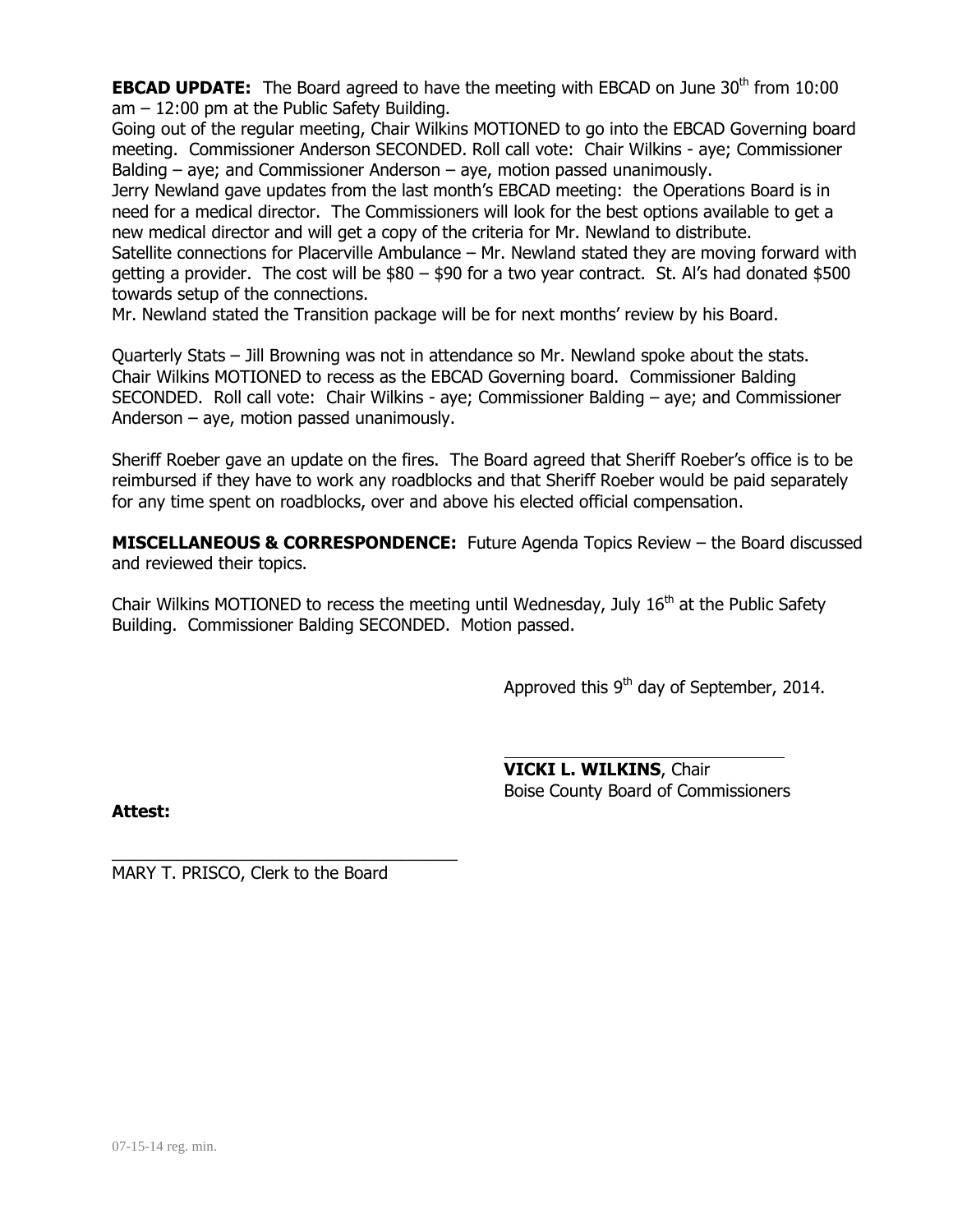**EBCAD UPDATE:** The Board agreed to have the meeting with EBCAD on June 30th from 10:00 am – 12:00 pm at the Public Safety Building.

Going out of the regular meeting, Chair Wilkins MOTIONED to go into the EBCAD Governing board meeting. Commissioner Anderson SECONDED. Roll call vote: Chair Wilkins - aye; Commissioner Balding – aye; and Commissioner Anderson – aye, motion passed unanimously.

Jerry Newland gave updates from the last month's EBCAD meeting: the Operations Board is in need for a medical director. The Commissioners will look for the best options available to get a new medical director and will get a copy of the criteria for Mr. Newland to distribute.

Satellite connections for Placerville Ambulance – Mr. Newland stated they are moving forward with getting a provider. The cost will be $80 – $90 for a two year contract. St. Al's had donated $500 towards setup of the connections.

Mr. Newland stated the Transition package will be for next months' review by his Board.

Quarterly Stats – Jill Browning was not in attendance so Mr. Newland spoke about the stats.

Chair Wilkins MOTIONED to recess as the EBCAD Governing board. Commissioner Balding SECONDED. Roll call vote: Chair Wilkins - aye; Commissioner Balding – aye; and Commissioner Anderson – aye, motion passed unanimously.

Sheriff Roeber gave an update on the fires. The Board agreed that Sheriff Roeber's office is to be reimbursed if they have to work any roadblocks and that Sheriff Roeber would be paid separately for any time spent on roadblocks, over and above his elected official compensation.

**MISCELLANEOUS & CORRESPONDENCE:** Future Agenda Topics Review – the Board discussed and reviewed their topics.

Chair Wilkins MOTIONED to recess the meeting until Wednesday, July 16th at the Public Safety Building. Commissioner Balding SECONDED. Motion passed.

Approved this 9th day of September, 2014.

______________________________

**VICKI L. WILKINS**, Chair
Boise County Board of Commissioners

**Attest:**

______________________________

MARY T. PRISCO, Clerk to the Board